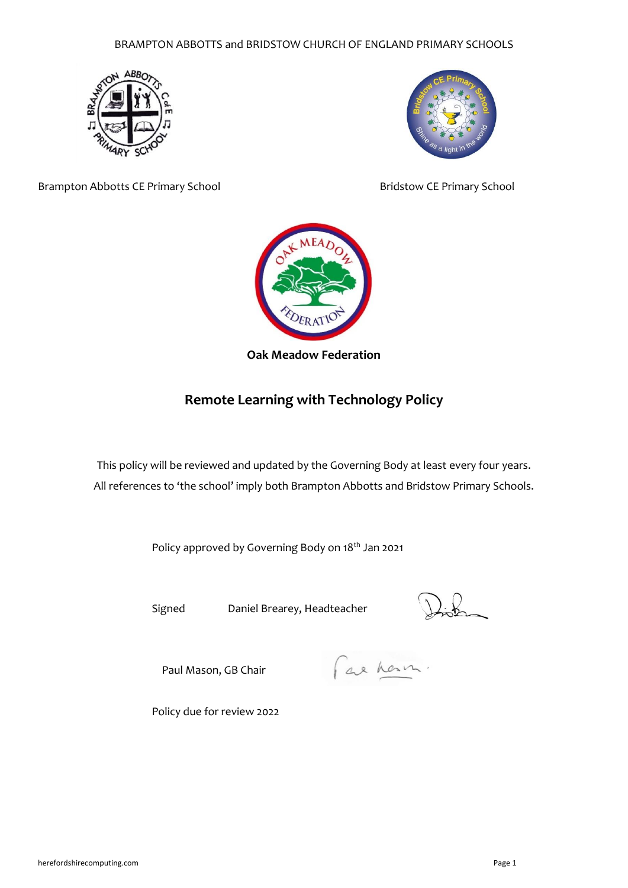BRAMPTON ABBOTTS and BRIDSTOW CHURCH OF ENGLAND PRIMARY SCHOOLS

Brampton Abbotts CE Primary School

Bridstow CE Primary School

**Oak Meadow Federation**

## Remote Learning with Technology Policy

This policy will be reviewed and updated by the Governing Body at least every four years.
All references to 'the school' imply both Brampton Abbotts and Bridstow Primary Schools.

Policy approved by Governing Body on 18th Jan 2021

Signed Daniel Brearey, Headteacher

Paul Mason, GB Chair

Policy due for review 2022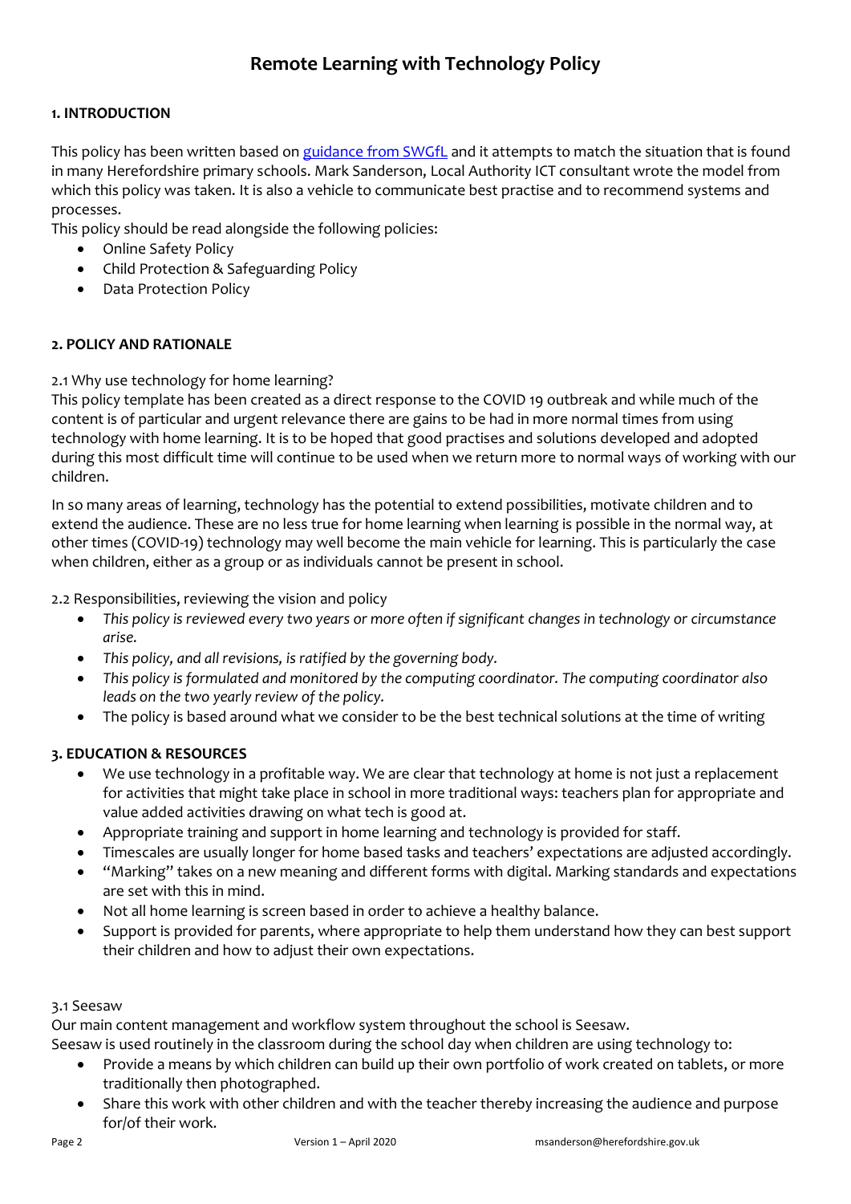# Remote Learning with Technology Policy

### 1. INTRODUCTION

This policy has been written based on [guidance from SWGfL]() and it attempts to match the situation that is found in many Herefordshire primary schools. Mark Sanderson, Local Authority ICT consultant wrote the model from which this policy was taken. It is also a vehicle to communicate best practise and to recommend systems and processes.

This policy should be read alongside the following policies:

- Online Safety Policy
- Child Protection & Safeguarding Policy
- Data Protection Policy

### 2. POLICY AND RATIONALE

2.1 Why use technology for home learning?

This policy template has been created as a direct response to the COVID 19 outbreak and while much of the content is of particular and urgent relevance there are gains to be had in more normal times from using technology with home learning. It is to be hoped that good practises and solutions developed and adopted during this most difficult time will continue to be used when we return more to normal ways of working with our children.

In so many areas of learning, technology has the potential to extend possibilities, motivate children and to extend the audience. These are no less true for home learning when learning is possible in the normal way, at other times (COVID-19) technology may well become the main vehicle for learning. This is particularly the case when children, either as a group or as individuals cannot be present in school.

2.2 Responsibilities, reviewing the vision and policy

- *This policy is reviewed every two years or more often if significant changes in technology or circumstance arise.*
- *This policy, and all revisions, is ratified by the governing body.*
- *This policy is formulated and monitored by the computing coordinator. The computing coordinator also leads on the two yearly review of the policy.*
- The policy is based around what we consider to be the best technical solutions at the time of writing

### 3. EDUCATION & RESOURCES

- We use technology in a profitable way. We are clear that technology at home is not just a replacement for activities that might take place in school in more traditional ways: teachers plan for appropriate and value added activities drawing on what tech is good at.
- Appropriate training and support in home learning and technology is provided for staff.
- Timescales are usually longer for home based tasks and teachers' expectations are adjusted accordingly.
- "Marking" takes on a new meaning and different forms with digital. Marking standards and expectations are set with this in mind.
- Not all home learning is screen based in order to achieve a healthy balance.
- Support is provided for parents, where appropriate to help them understand how they can best support their children and how to adjust their own expectations.

3.1 Seesaw

Our main content management and workflow system throughout the school is Seesaw.

Seesaw is used routinely in the classroom during the school day when children are using technology to:

- Provide a means by which children can build up their own portfolio of work created on tablets, or more traditionally then photographed.
- Share this work with other children and with the teacher thereby increasing the audience and purpose for/of their work.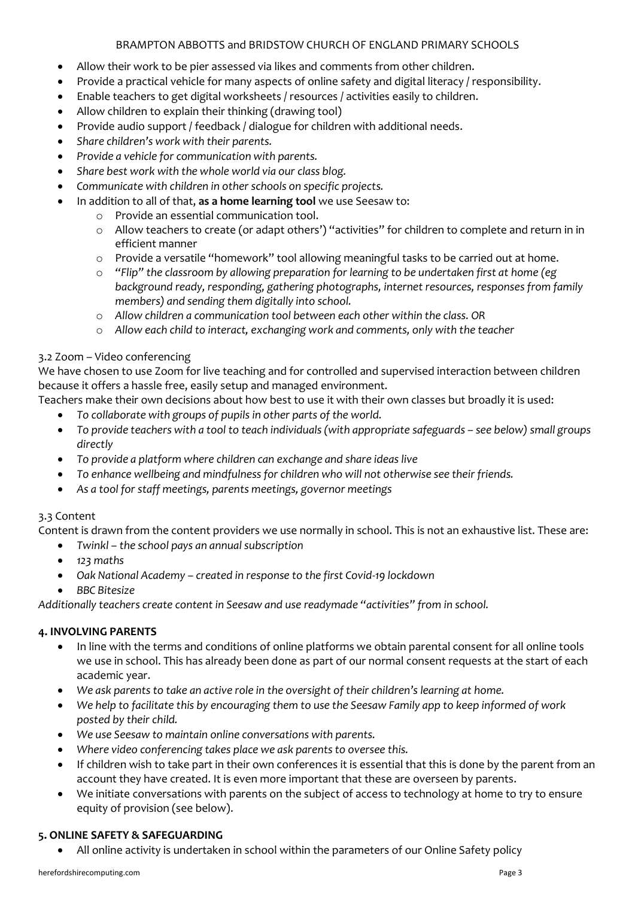- Allow their work to be pier assessed via likes and comments from other children.
- Provide a practical vehicle for many aspects of online safety and digital literacy / responsibility.
- Enable teachers to get digital worksheets / resources / activities easily to children.
- Allow children to explain their thinking (drawing tool)
- Provide audio support / feedback / dialogue for children with additional needs.
- *Share children's work with their parents.*
- *Provide a vehicle for communication with parents.*
- *Share best work with the whole world via our class blog.*
- *Communicate with children in other schools on specific projects.*
- In addition to all of that, **as a home learning tool** we use Seesaw to:
    - Provide an essential communication tool.
    - Allow teachers to create (or adapt others') "activities" for children to complete and return in in efficient manner
    - Provide a versatile "homework" tool allowing meaningful tasks to be carried out at home.
    - *"Flip" the classroom by allowing preparation for learning to be undertaken first at home (eg background ready, responding, gathering photographs, internet resources, responses from family members) and sending them digitally into school.*
    - *Allow children a communication tool between each other within the class. OR*
    - *Allow each child to interact, exchanging work and comments, only with the teacher*

3.2 Zoom – Video conferencing

We have chosen to use Zoom for live teaching and for controlled and supervised interaction between children because it offers a hassle free, easily setup and managed environment.

Teachers make their own decisions about how best to use it with their own classes but broadly it is used:

- *To collaborate with groups of pupils in other parts of the world.*
- *To provide teachers with a tool to teach individuals (with appropriate safeguards – see below) small groups directly*
- *To provide a platform where children can exchange and share ideas live*
- *To enhance wellbeing and mindfulness for children who will not otherwise see their friends.*
- *As a tool for staff meetings, parents meetings, governor meetings*

3.3 Content

Content is drawn from the content providers we use normally in school. This is not an exhaustive list. These are:

- *Twinkl – the school pays an annual subscription*
- *123 maths*
- *Oak National Academy – created in response to the first Covid-19 lockdown*
- *BBC Bitesize*

*Additionally teachers create content in Seesaw and use readymade "activities" from in school.*

**4. INVOLVING PARENTS**

- In line with the terms and conditions of online platforms we obtain parental consent for all online tools we use in school. This has already been done as part of our normal consent requests at the start of each academic year.
- *We ask parents to take an active role in the oversight of their children's learning at home.*
- *We help to facilitate this by encouraging them to use the Seesaw Family app to keep informed of work posted by their child.*
- *We use Seesaw to maintain online conversations with parents.*
- *Where video conferencing takes place we ask parents to oversee this.*
- If children wish to take part in their own conferences it is essential that this is done by the parent from an account they have created. It is even more important that these are overseen by parents.
- We initiate conversations with parents on the subject of access to technology at home to try to ensure equity of provision (see below).

**5. ONLINE SAFETY & SAFEGUARDING**

- All online activity is undertaken in school within the parameters of our Online Safety policy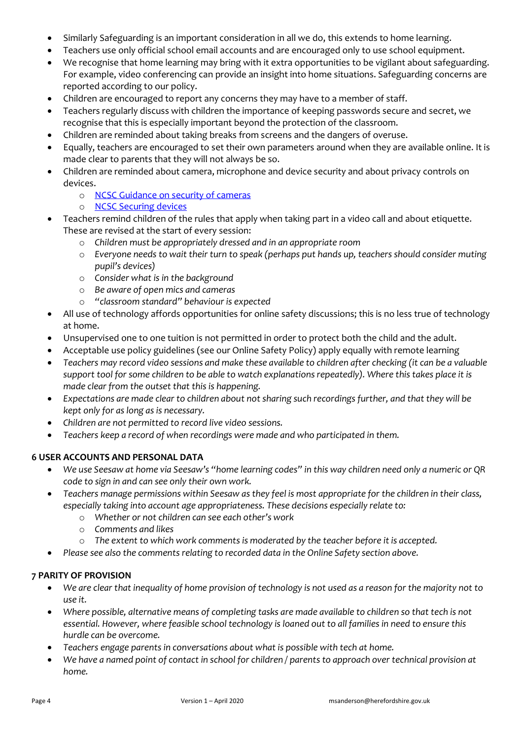- Similarly Safeguarding is an important consideration in all we do, this extends to home learning.
- Teachers use only official school email accounts and are encouraged only to use school equipment.
- We recognise that home learning may bring with it extra opportunities to be vigilant about safeguarding. For example, video conferencing can provide an insight into home situations. Safeguarding concerns are reported according to our policy.
- Children are encouraged to report any concerns they may have to a member of staff.
- Teachers regularly discuss with children the importance of keeping passwords secure and secret, we recognise that this is especially important beyond the protection of the classroom.
- Children are reminded about taking breaks from screens and the dangers of overuse.
- Equally, teachers are encouraged to set their own parameters around when they are available online. It is made clear to parents that they will not always be so.
- Children are reminded about camera, microphone and device security and about privacy controls on devices.
    - NCSC Guidance on security of cameras
    - NCSC Securing devices
- Teachers remind children of the rules that apply when taking part in a video call and about etiquette. These are revised at the start of every session:
    - *Children must be appropriately dressed and in an appropriate room*
    - *Everyone needs to wait their turn to speak (perhaps put hands up, teachers should consider muting pupil's devices)*
    - *Consider what is in the background*
    - *Be aware of open mics and cameras*
    - *"classroom standard" behaviour is expected*
- All use of technology affords opportunities for online safety discussions; this is no less true of technology at home.
- Unsupervised one to one tuition is not permitted in order to protect both the child and the adult.
- Acceptable use policy guidelines (see our Online Safety Policy) apply equally with remote learning
- *Teachers may record video sessions and make these available to children after checking (it can be a valuable support tool for some children to be able to watch explanations repeatedly). Where this takes place it is made clear from the outset that this is happening.*
- *Expectations are made clear to children about not sharing such recordings further, and that they will be kept only for as long as is necessary.*
- *Children are not permitted to record live video sessions.*
- *Teachers keep a record of when recordings were made and who participated in them.*

## 6 USER ACCOUNTS AND PERSONAL DATA

- *We use Seesaw at home via Seesaw's "home learning codes" in this way children need only a numeric or QR code to sign in and can see only their own work.*
- *Teachers manage permissions within Seesaw as they feel is most appropriate for the children in their class, especially taking into account age appropriateness. These decisions especially relate to:*
    - *Whether or not children can see each other's work*
    - *Comments and likes*
    - *The extent to which work comments is moderated by the teacher before it is accepted.*
- *Please see also the comments relating to recorded data in the Online Safety section above.*

## 7 PARITY OF PROVISION

- *We are clear that inequality of home provision of technology is not used as a reason for the majority not to use it.*
- *Where possible, alternative means of completing tasks are made available to children so that tech is not essential. However, where feasible school technology is loaned out to all families in need to ensure this hurdle can be overcome.*
- *Teachers engage parents in conversations about what is possible with tech at home.*
- *We have a named point of contact in school for children / parents to approach over technical provision at home.*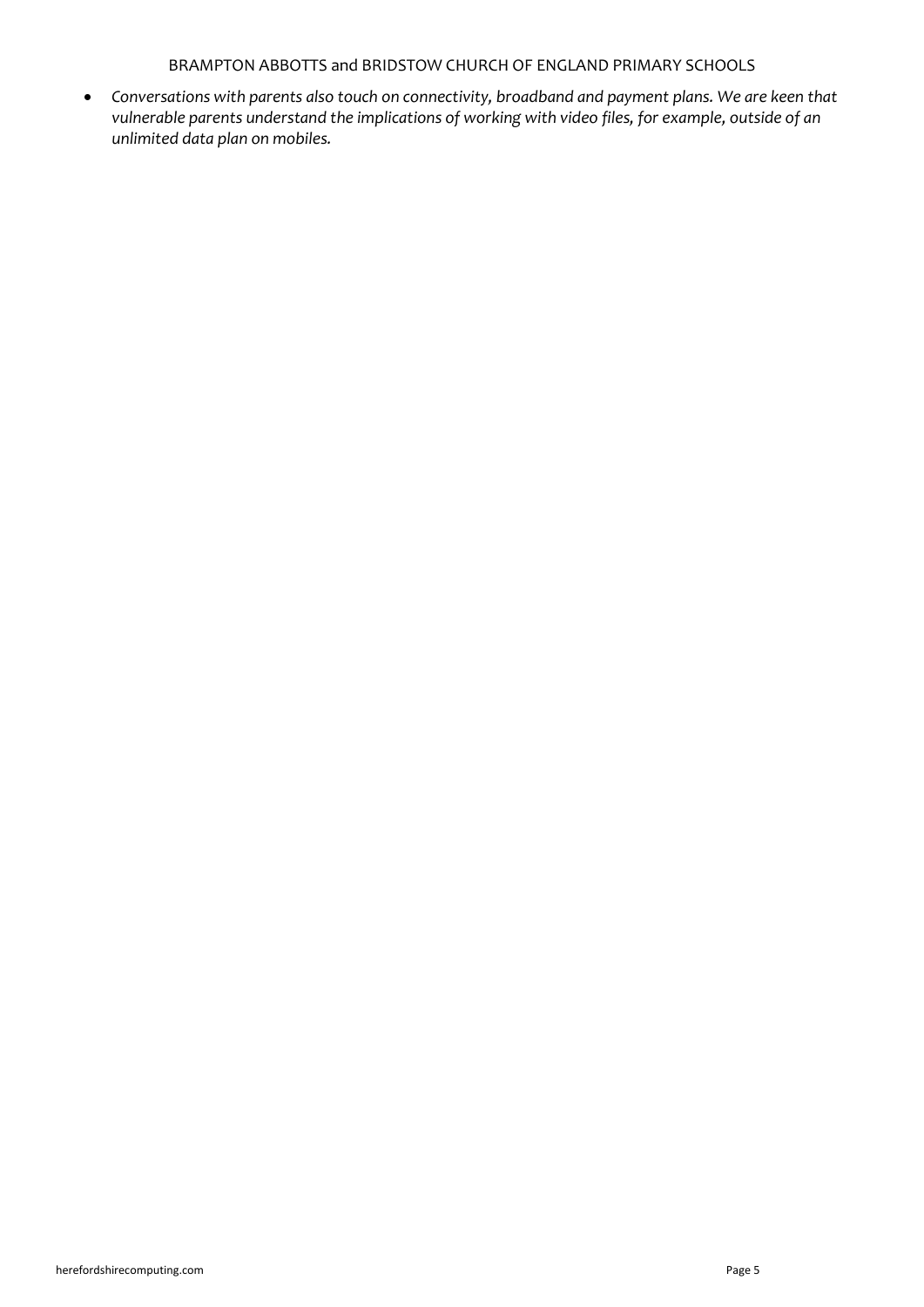- *Conversations with parents also touch on connectivity, broadband and payment plans. We are keen that vulnerable parents understand the implications of working with video files, for example, outside of an unlimited data plan on mobiles.*